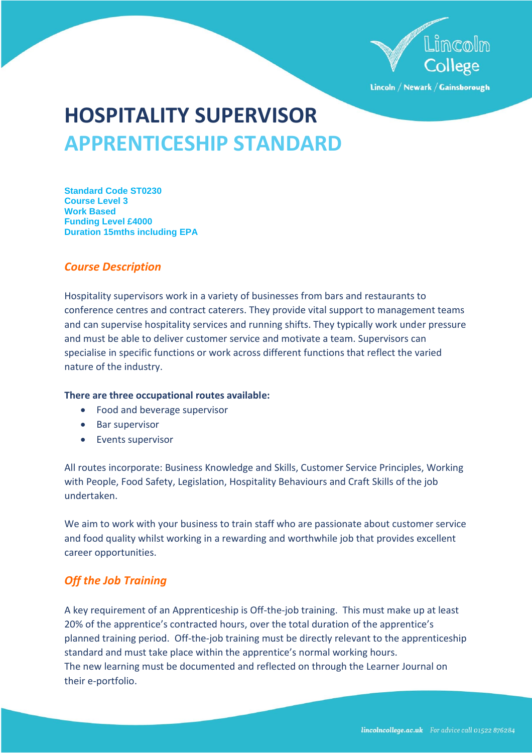# HOSPITALITY SUPERVISOR
# APPRENTICESHIP STANDARD

**Standard Code ST0230**
**Course Level 3**
**Work Based**
**Funding Level £4000**
**Duration 15mths including EPA**

## *Course Description*

Hospitality supervisors work in a variety of businesses from bars and restaurants to conference centres and contract caterers. They provide vital support to management teams and can supervise hospitality services and running shifts. They typically work under pressure and must be able to deliver customer service and motivate a team. Supervisors can specialise in specific functions or work across different functions that reflect the varied nature of the industry.

**There are three occupational routes available:**

- Food and beverage supervisor
- Bar supervisor
- Events supervisor

All routes incorporate: Business Knowledge and Skills, Customer Service Principles, Working with People, Food Safety, Legislation, Hospitality Behaviours and Craft Skills of the job undertaken.

We aim to work with your business to train staff who are passionate about customer service and food quality whilst working in a rewarding and worthwhile job that provides excellent career opportunities.

## *Off the Job Training*

A key requirement of an Apprenticeship is Off-the-job training. This must make up at least 20% of the apprentice's contracted hours, over the total duration of the apprentice's planned training period. Off-the-job training must be directly relevant to the apprenticeship standard and must take place within the apprentice's normal working hours.
The new learning must be documented and reflected on through the Learner Journal on their e-portfolio.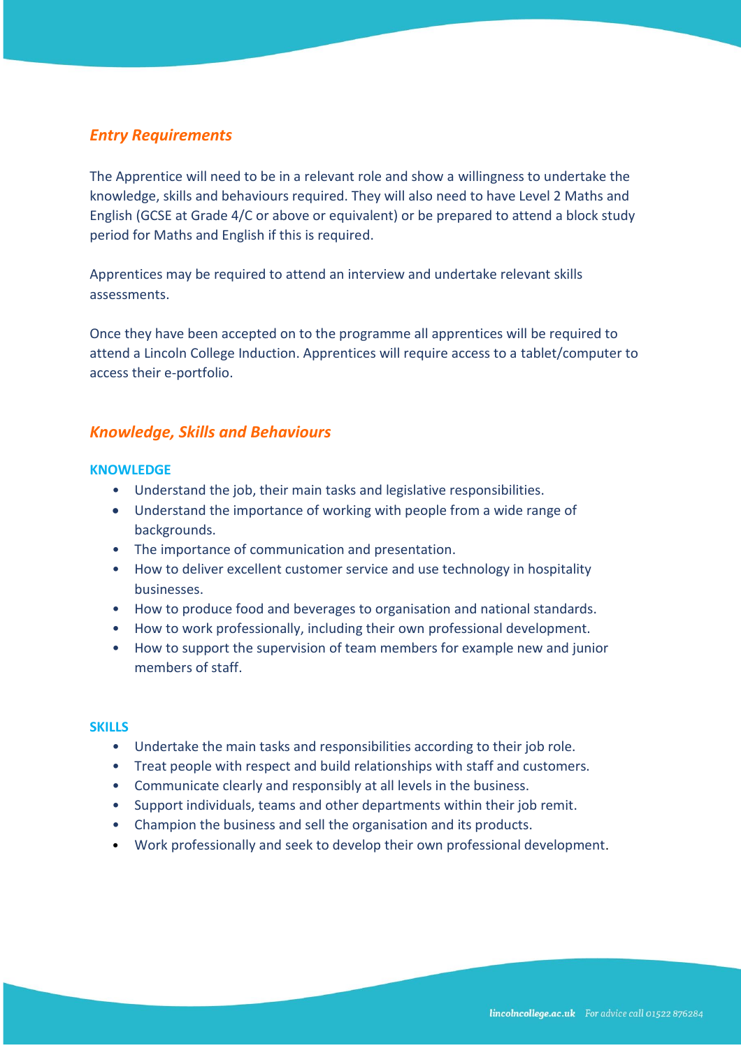## *Entry Requirements*

The Apprentice will need to be in a relevant role and show a willingness to undertake the knowledge, skills and behaviours required. They will also need to have Level 2 Maths and English (GCSE at Grade 4/C or above or equivalent) or be prepared to attend a block study period for Maths and English if this is required.

Apprentices may be required to attend an interview and undertake relevant skills assessments.

Once they have been accepted on to the programme all apprentices will be required to attend a Lincoln College Induction. Apprentices will require access to a tablet/computer to access their e-portfolio.

## *Knowledge, Skills and Behaviours*

### KNOWLEDGE

- Understand the job, their main tasks and legislative responsibilities.
- Understand the importance of working with people from a wide range of backgrounds.
- The importance of communication and presentation.
- How to deliver excellent customer service and use technology in hospitality businesses.
- How to produce food and beverages to organisation and national standards.
- How to work professionally, including their own professional development.
- How to support the supervision of team members for example new and junior members of staff.

### SKILLS

- Undertake the main tasks and responsibilities according to their job role.
- Treat people with respect and build relationships with staff and customers.
- Communicate clearly and responsibly at all levels in the business.
- Support individuals, teams and other departments within their job remit.
- Champion the business and sell the organisation and its products.
- Work professionally and seek to develop their own professional development.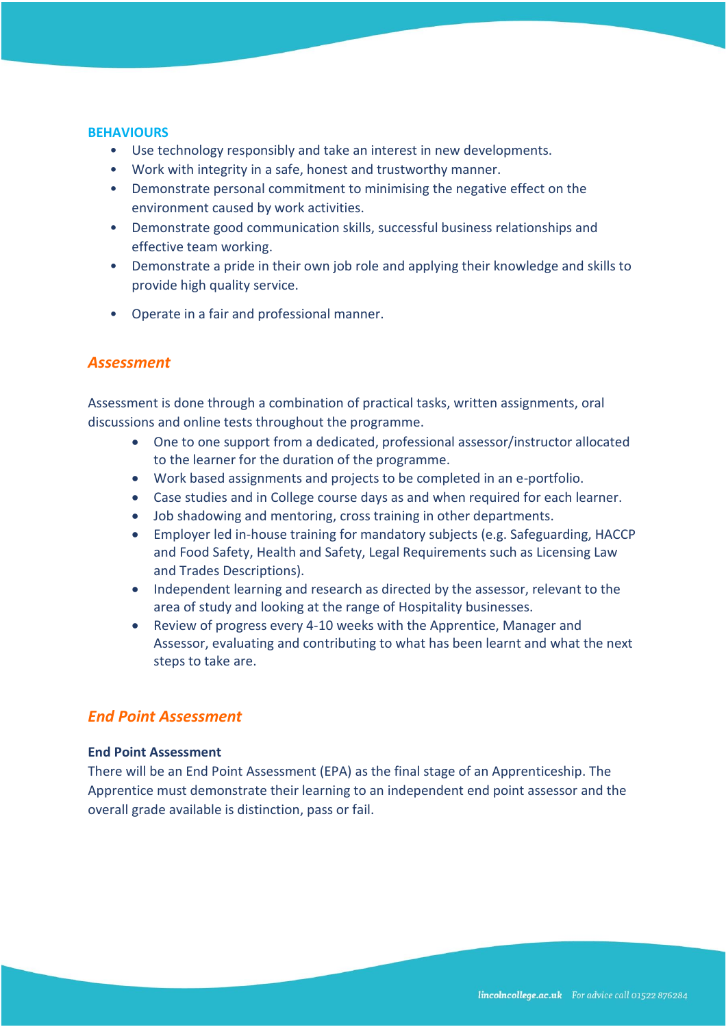**BEHAVIOURS**

- Use technology responsibly and take an interest in new developments.
- Work with integrity in a safe, honest and trustworthy manner.
- Demonstrate personal commitment to minimising the negative effect on the environment caused by work activities.
- Demonstrate good communication skills, successful business relationships and effective team working.
- Demonstrate a pride in their own job role and applying their knowledge and skills to provide high quality service.
- Operate in a fair and professional manner.

## *Assessment*

Assessment is done through a combination of practical tasks, written assignments, oral discussions and online tests throughout the programme.

- One to one support from a dedicated, professional assessor/instructor allocated to the learner for the duration of the programme.
- Work based assignments and projects to be completed in an e-portfolio.
- Case studies and in College course days as and when required for each learner.
- Job shadowing and mentoring, cross training in other departments.
- Employer led in-house training for mandatory subjects (e.g. Safeguarding, HACCP and Food Safety, Health and Safety, Legal Requirements such as Licensing Law and Trades Descriptions).
- Independent learning and research as directed by the assessor, relevant to the area of study and looking at the range of Hospitality businesses.
- Review of progress every 4-10 weeks with the Apprentice, Manager and Assessor, evaluating and contributing to what has been learnt and what the next steps to take are.

## *End Point Assessment*

**End Point Assessment**

There will be an End Point Assessment (EPA) as the final stage of an Apprenticeship. The Apprentice must demonstrate their learning to an independent end point assessor and the overall grade available is distinction, pass or fail.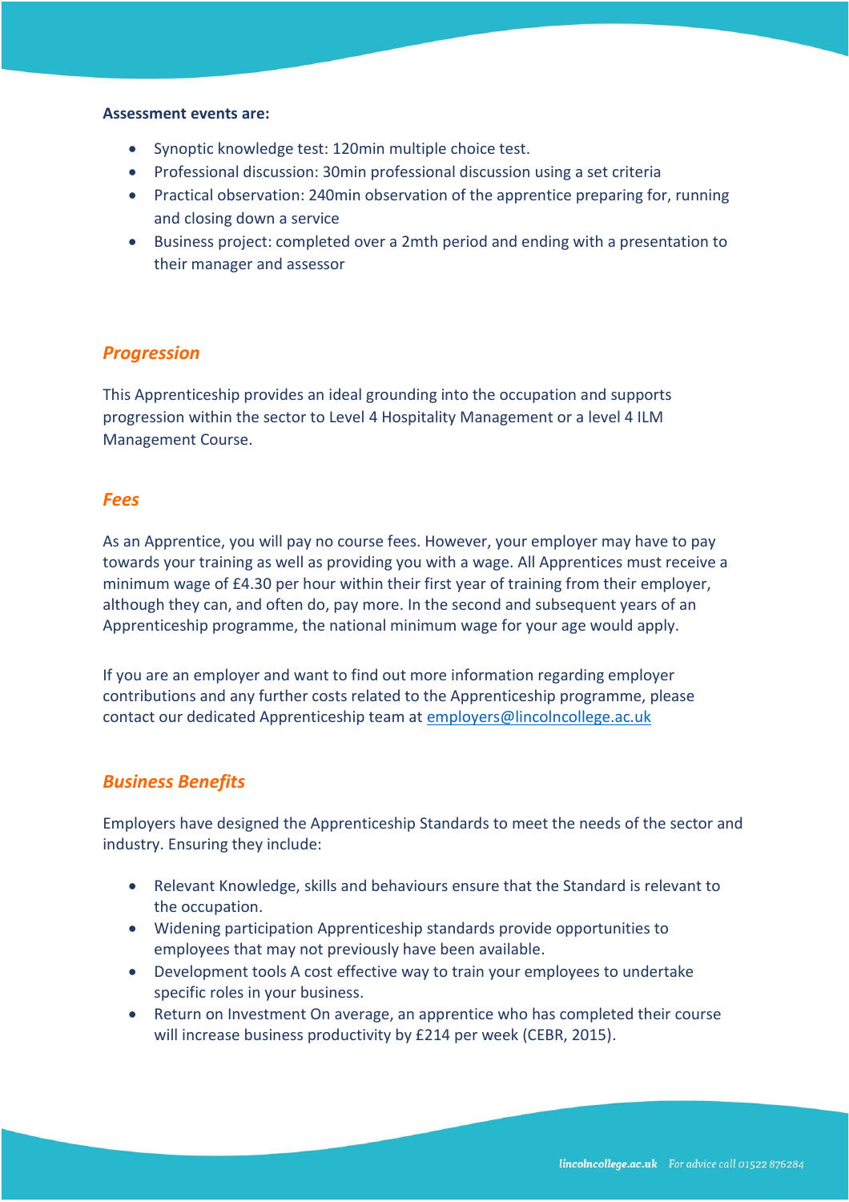**Assessment events are:**

- Synoptic knowledge test: 120min multiple choice test.
- Professional discussion: 30min professional discussion using a set criteria
- Practical observation: 240min observation of the apprentice preparing for, running and closing down a service
- Business project: completed over a 2mth period and ending with a presentation to their manager and assessor

## *Progression*

This Apprenticeship provides an ideal grounding into the occupation and supports progression within the sector to Level 4 Hospitality Management or a level 4 ILM Management Course.

## *Fees*

As an Apprentice, you will pay no course fees. However, your employer may have to pay towards your training as well as providing you with a wage. All Apprentices must receive a minimum wage of £4.30 per hour within their first year of training from their employer, although they can, and often do, pay more. In the second and subsequent years of an Apprenticeship programme, the national minimum wage for your age would apply.

If you are an employer and want to find out more information regarding employer contributions and any further costs related to the Apprenticeship programme, please contact our dedicated Apprenticeship team at employers@lincolncollege.ac.uk

## *Business Benefits*

Employers have designed the Apprenticeship Standards to meet the needs of the sector and industry. Ensuring they include:

- Relevant Knowledge, skills and behaviours ensure that the Standard is relevant to the occupation.
- Widening participation Apprenticeship standards provide opportunities to employees that may not previously have been available.
- Development tools A cost effective way to train your employees to undertake specific roles in your business.
- Return on Investment On average, an apprentice who has completed their course will increase business productivity by £214 per week (CEBR, 2015).